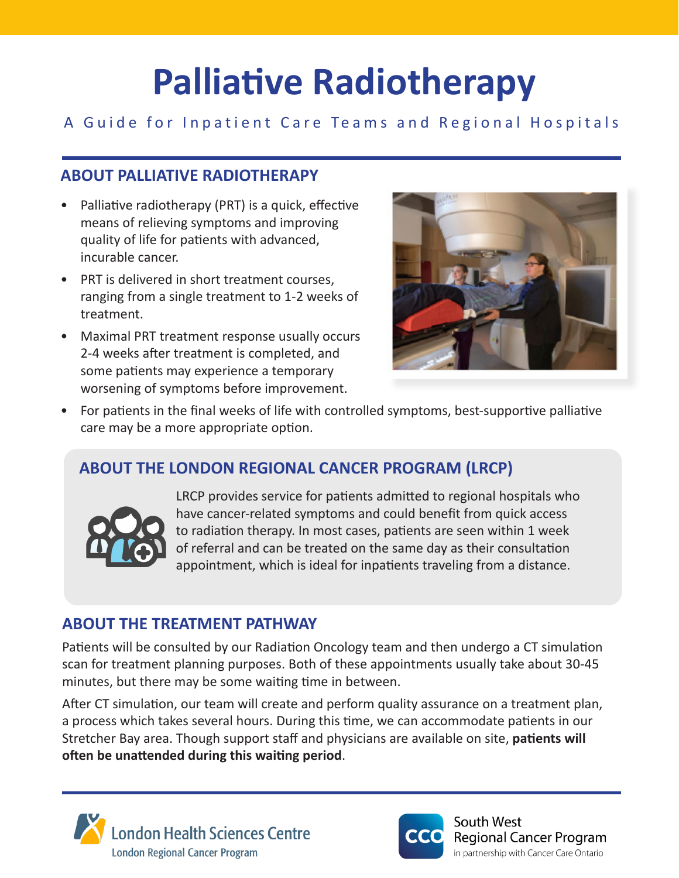# Palliative Radiotherapy

A Guide for Inpatient Care Teams and Regional Hospitals

## ABOUT PALLIATIVE RADIOTHERAPY

- Palliative radiotherapy (PRT) is a quick, effective means of relieving symptoms and improving quality of life for patients with advanced, incurable cancer.
- PRT is delivered in short treatment courses, ranging from a single treatment to 1-2 weeks of treatment.
- Maximal PRT treatment response usually occurs 2-4 weeks after treatment is completed, and some patients may experience a temporary worsening of symptoms before improvement.
- For patients in the final weeks of life with controlled symptoms, best-supportive palliative care may be a more appropriate option.

## ABOUT THE LONDON REGIONAL CANCER PROGRAM (LRCP)

LRCP provides service for patients admitted to regional hospitals who have cancer-related symptoms and could benefit from quick access to radiation therapy. In most cases, patients are seen within 1 week of referral and can be treated on the same day as their consultation appointment, which is ideal for inpatients traveling from a distance.

## ABOUT THE TREATMENT PATHWAY

Patients will be consulted by our Radiation Oncology team and then undergo a CT simulation scan for treatment planning purposes. Both of these appointments usually take about 30-45 minutes, but there may be some waiting time in between.

After CT simulation, our team will create and perform quality assurance on a treatment plan, a process which takes several hours. During this time, we can accommodate patients in our Stretcher Bay area. Though support staff and physicians are available on site, **patients will often be unattended during this waiting period**.

London Health Sciences Centre
London Regional Cancer Program

South West Regional Cancer Program
in partnership with Cancer Care Ontario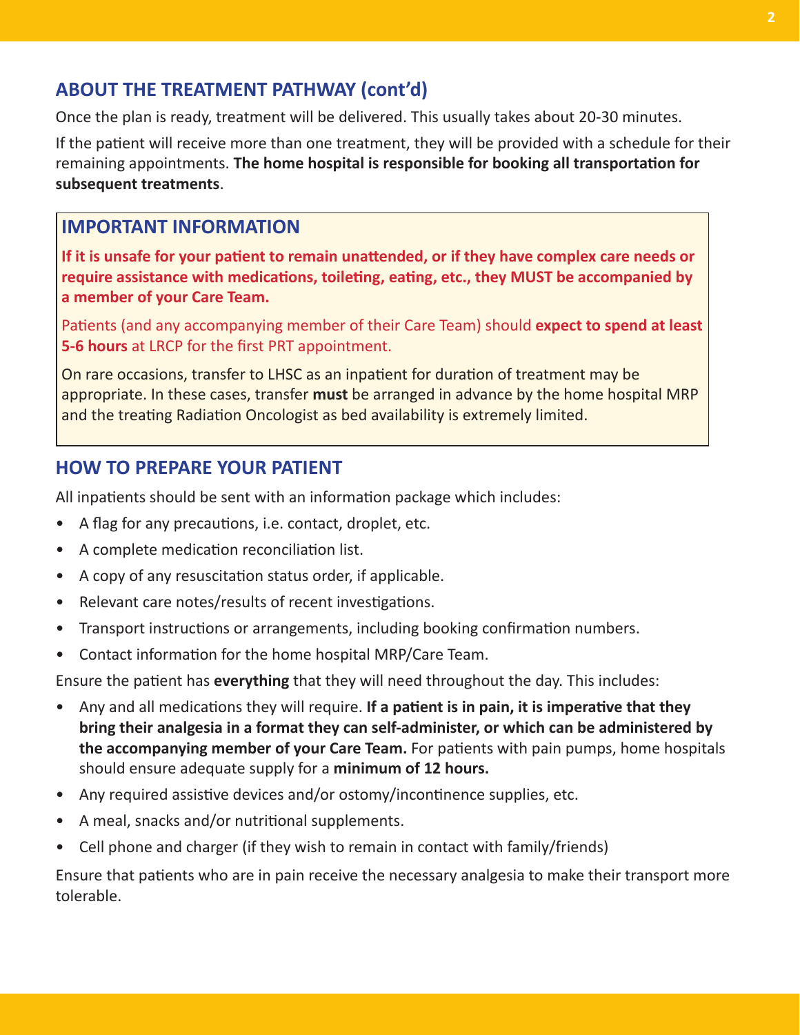## ABOUT THE TREATMENT PATHWAY (cont'd)

Once the plan is ready, treatment will be delivered. This usually takes about 20-30 minutes.

If the patient will receive more than one treatment, they will be provided with a schedule for their remaining appointments. **The home hospital is responsible for booking all transportation for subsequent treatments**.

### IMPORTANT INFORMATION

**If it is unsafe for your patient to remain unattended, or if they have complex care needs or require assistance with medications, toileting, eating, etc., they MUST be accompanied by a member of your Care Team.**

Patients (and any accompanying member of their Care Team) should **expect to spend at least 5-6 hours** at LRCP for the first PRT appointment.

On rare occasions, transfer to LHSC as an inpatient for duration of treatment may be appropriate. In these cases, transfer **must** be arranged in advance by the home hospital MRP and the treating Radiation Oncologist as bed availability is extremely limited.

## HOW TO PREPARE YOUR PATIENT

All inpatients should be sent with an information package which includes:

- A flag for any precautions, i.e. contact, droplet, etc.
- A complete medication reconciliation list.
- A copy of any resuscitation status order, if applicable.
- Relevant care notes/results of recent investigations.
- Transport instructions or arrangements, including booking confirmation numbers.
- Contact information for the home hospital MRP/Care Team.

Ensure the patient has **everything** that they will need throughout the day. This includes:

- Any and all medications they will require. **If a patient is in pain, it is imperative that they bring their analgesia in a format they can self-administer, or which can be administered by the accompanying member of your Care Team.** For patients with pain pumps, home hospitals should ensure adequate supply for a **minimum of 12 hours.**
- Any required assistive devices and/or ostomy/incontinence supplies, etc.
- A meal, snacks and/or nutritional supplements.
- Cell phone and charger (if they wish to remain in contact with family/friends)

Ensure that patients who are in pain receive the necessary analgesia to make their transport more tolerable.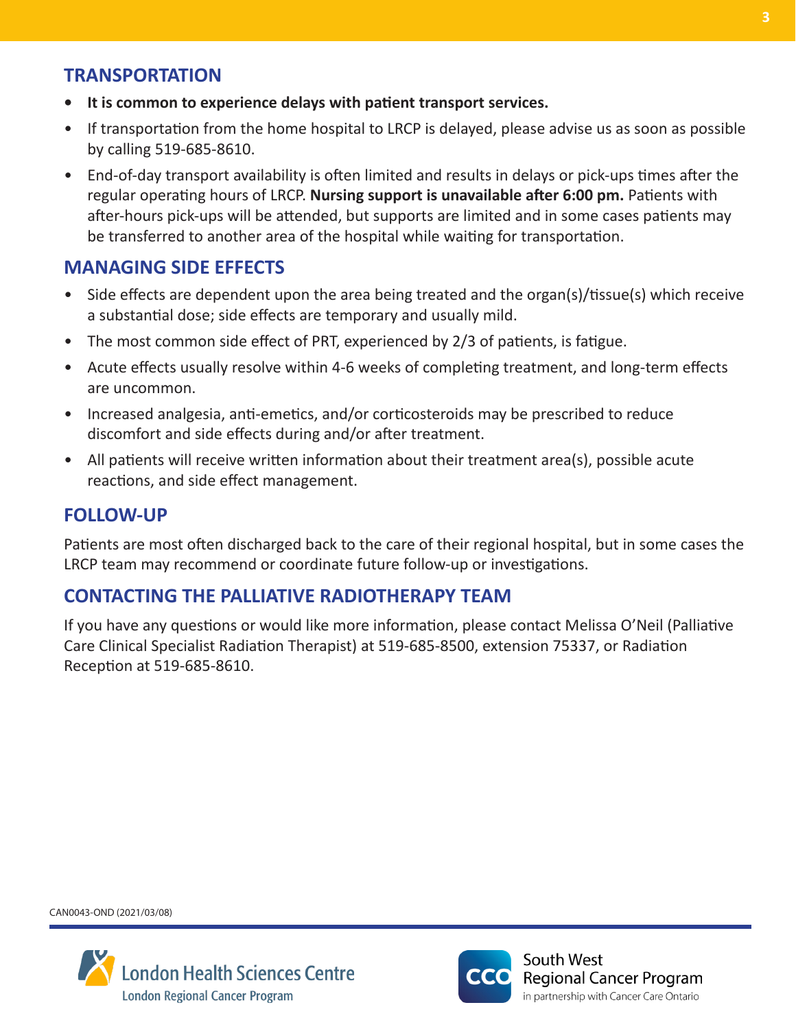## TRANSPORTATION

- **It is common to experience delays with patient transport services.**
- If transportation from the home hospital to LRCP is delayed, please advise us as soon as possible by calling 519-685-8610.
- End-of-day transport availability is often limited and results in delays or pick-ups times after the regular operating hours of LRCP. **Nursing support is unavailable after 6:00 pm.** Patients with after-hours pick-ups will be attended, but supports are limited and in some cases patients may be transferred to another area of the hospital while waiting for transportation.

## MANAGING SIDE EFFECTS

- Side effects are dependent upon the area being treated and the organ(s)/tissue(s) which receive a substantial dose; side effects are temporary and usually mild.
- The most common side effect of PRT, experienced by 2/3 of patients, is fatigue.
- Acute effects usually resolve within 4-6 weeks of completing treatment, and long-term effects are uncommon.
- Increased analgesia, anti-emetics, and/or corticosteroids may be prescribed to reduce discomfort and side effects during and/or after treatment.
- All patients will receive written information about their treatment area(s), possible acute reactions, and side effect management.

## FOLLOW-UP

Patients are most often discharged back to the care of their regional hospital, but in some cases the LRCP team may recommend or coordinate future follow-up or investigations.

## CONTACTING THE PALLIATIVE RADIOTHERAPY TEAM

If you have any questions or would like more information, please contact Melissa O'Neil (Palliative Care Clinical Specialist Radiation Therapist) at 519-685-8500, extension 75337, or Radiation Reception at 519-685-8610.

CAN0043-OND (2021/03/08)

London Health Sciences Centre
London Regional Cancer Program

South West Regional Cancer Program
in partnership with Cancer Care Ontario